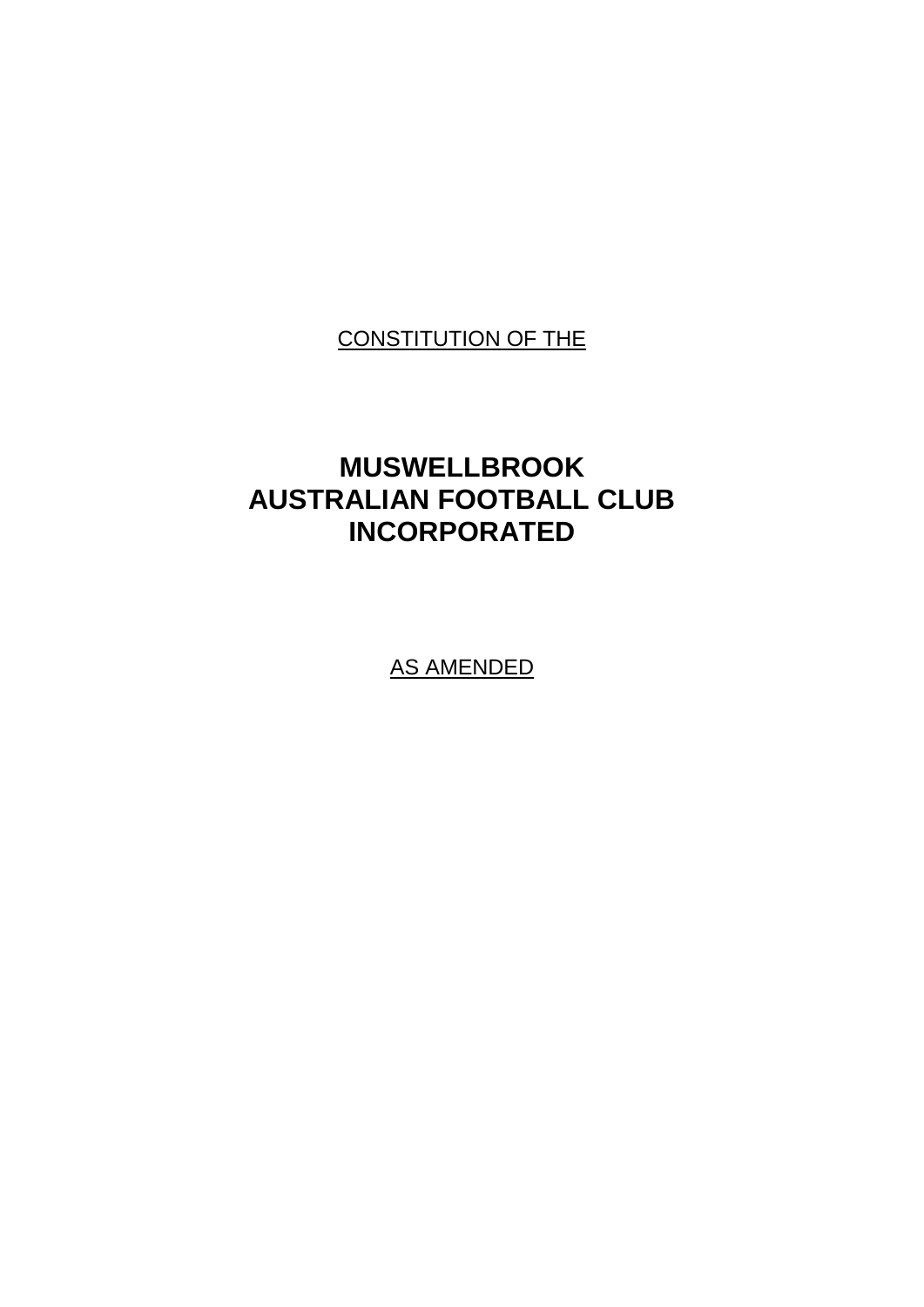<u>CONSTITUTION OF THE</u>

# MUSWELLBROOK AUSTRALIAN FOOTBALL CLUB INCORPORATED

<u>AS AMENDED</u>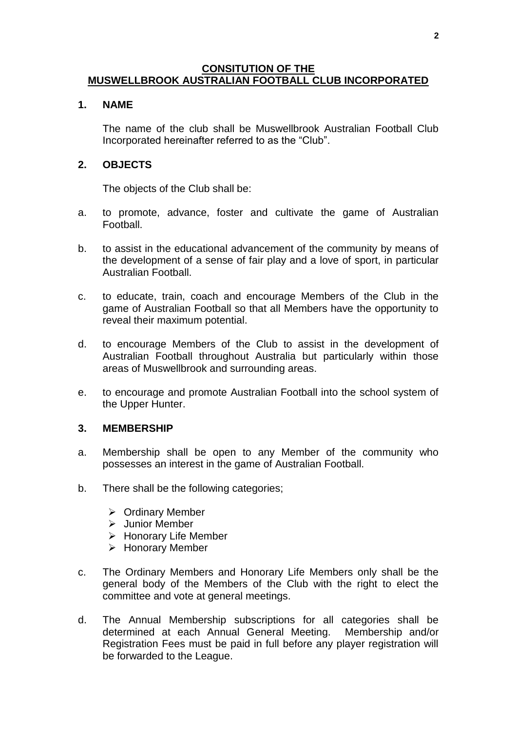# CONSITUTION OF THE MUSWELLBROOK AUSTRALIAN FOOTBALL CLUB INCORPORATED

## 1. NAME

The name of the club shall be Muswellbrook Australian Football Club Incorporated hereinafter referred to as the "Club".

## 2. OBJECTS

The objects of the Club shall be:

a. to promote, advance, foster and cultivate the game of Australian Football.

b. to assist in the educational advancement of the community by means of the development of a sense of fair play and a love of sport, in particular Australian Football.

c. to educate, train, coach and encourage Members of the Club in the game of Australian Football so that all Members have the opportunity to reveal their maximum potential.

d. to encourage Members of the Club to assist in the development of Australian Football throughout Australia but particularly within those areas of Muswellbrook and surrounding areas.

e. to encourage and promote Australian Football into the school system of the Upper Hunter.

## 3. MEMBERSHIP

a. Membership shall be open to any Member of the community who possesses an interest in the game of Australian Football.

b. There shall be the following categories;

- Ordinary Member
- Junior Member
- Honorary Life Member
- Honorary Member

c. The Ordinary Members and Honorary Life Members only shall be the general body of the Members of the Club with the right to elect the committee and vote at general meetings.

d. The Annual Membership subscriptions for all categories shall be determined at each Annual General Meeting. Membership and/or Registration Fees must be paid in full before any player registration will be forwarded to the League.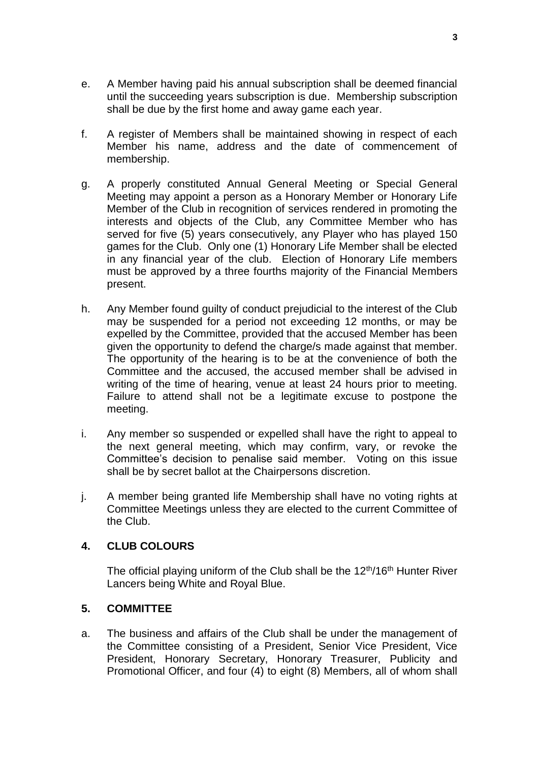e. A Member having paid his annual subscription shall be deemed financial until the succeeding years subscription is due. Membership subscription shall be due by the first home and away game each year.

f. A register of Members shall be maintained showing in respect of each Member his name, address and the date of commencement of membership.

g. A properly constituted Annual General Meeting or Special General Meeting may appoint a person as a Honorary Member or Honorary Life Member of the Club in recognition of services rendered in promoting the interests and objects of the Club, any Committee Member who has served for five (5) years consecutively, any Player who has played 150 games for the Club. Only one (1) Honorary Life Member shall be elected in any financial year of the club. Election of Honorary Life members must be approved by a three fourths majority of the Financial Members present.

h. Any Member found guilty of conduct prejudicial to the interest of the Club may be suspended for a period not exceeding 12 months, or may be expelled by the Committee, provided that the accused Member has been given the opportunity to defend the charge/s made against that member. The opportunity of the hearing is to be at the convenience of both the Committee and the accused, the accused member shall be advised in writing of the time of hearing, venue at least 24 hours prior to meeting. Failure to attend shall not be a legitimate excuse to postpone the meeting.

i. Any member so suspended or expelled shall have the right to appeal to the next general meeting, which may confirm, vary, or revoke the Committee's decision to penalise said member. Voting on this issue shall be by secret ballot at the Chairpersons discretion.

j. A member being granted life Membership shall have no voting rights at Committee Meetings unless they are elected to the current Committee of the Club.

## 4. CLUB COLOURS

The official playing uniform of the Club shall be the 12th/16th Hunter River Lancers being White and Royal Blue.

## 5. COMMITTEE

a. The business and affairs of the Club shall be under the management of the Committee consisting of a President, Senior Vice President, Vice President, Honorary Secretary, Honorary Treasurer, Publicity and Promotional Officer, and four (4) to eight (8) Members, all of whom shall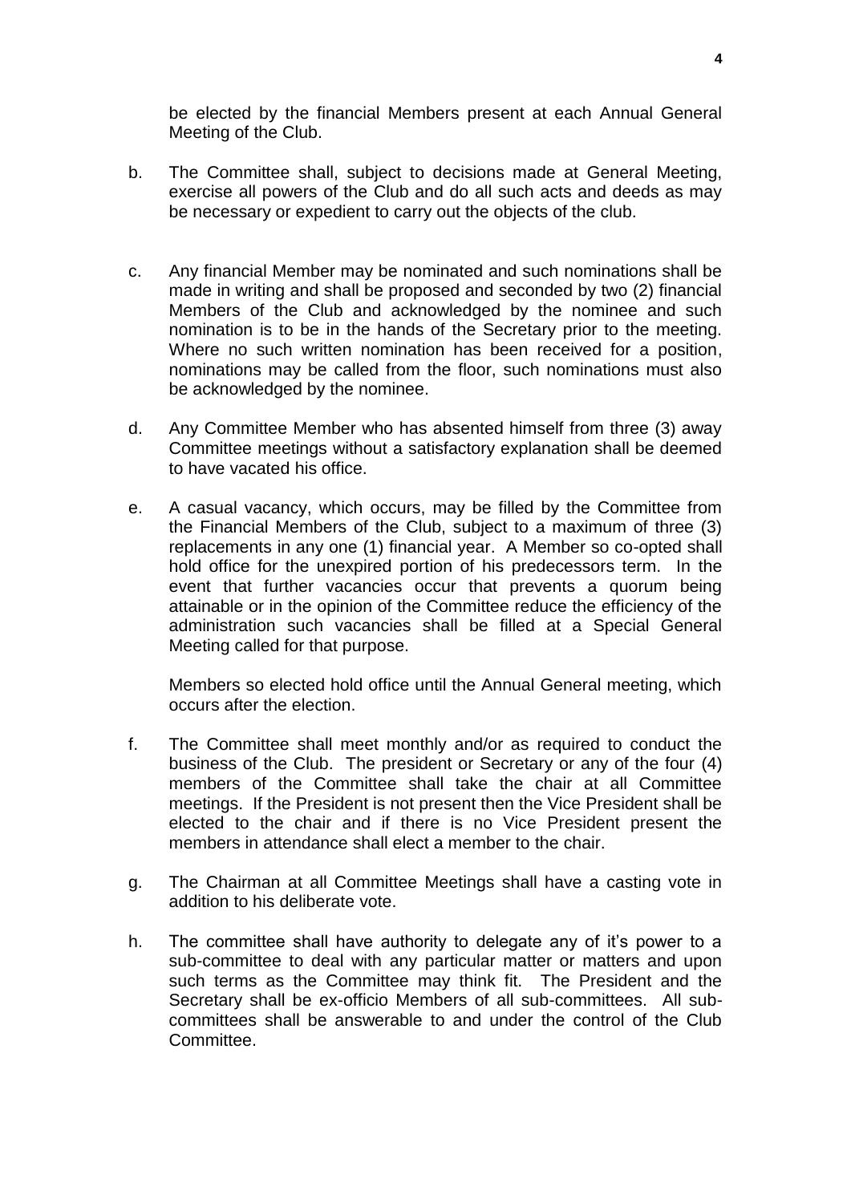be elected by the financial Members present at each Annual General Meeting of the Club.

b. The Committee shall, subject to decisions made at General Meeting, exercise all powers of the Club and do all such acts and deeds as may be necessary or expedient to carry out the objects of the club.

c. Any financial Member may be nominated and such nominations shall be made in writing and shall be proposed and seconded by two (2) financial Members of the Club and acknowledged by the nominee and such nomination is to be in the hands of the Secretary prior to the meeting. Where no such written nomination has been received for a position, nominations may be called from the floor, such nominations must also be acknowledged by the nominee.

d. Any Committee Member who has absented himself from three (3) away Committee meetings without a satisfactory explanation shall be deemed to have vacated his office.

e. A casual vacancy, which occurs, may be filled by the Committee from the Financial Members of the Club, subject to a maximum of three (3) replacements in any one (1) financial year. A Member so co-opted shall hold office for the unexpired portion of his predecessors term. In the event that further vacancies occur that prevents a quorum being attainable or in the opinion of the Committee reduce the efficiency of the administration such vacancies shall be filled at a Special General Meeting called for that purpose.

   Members so elected hold office until the Annual General meeting, which occurs after the election.

f. The Committee shall meet monthly and/or as required to conduct the business of the Club. The president or Secretary or any of the four (4) members of the Committee shall take the chair at all Committee meetings. If the President is not present then the Vice President shall be elected to the chair and if there is no Vice President present the members in attendance shall elect a member to the chair.

g. The Chairman at all Committee Meetings shall have a casting vote in addition to his deliberate vote.

h. The committee shall have authority to delegate any of it's power to a sub-committee to deal with any particular matter or matters and upon such terms as the Committee may think fit. The President and the Secretary shall be ex-officio Members of all sub-committees. All sub-committees shall be answerable to and under the control of the Club Committee.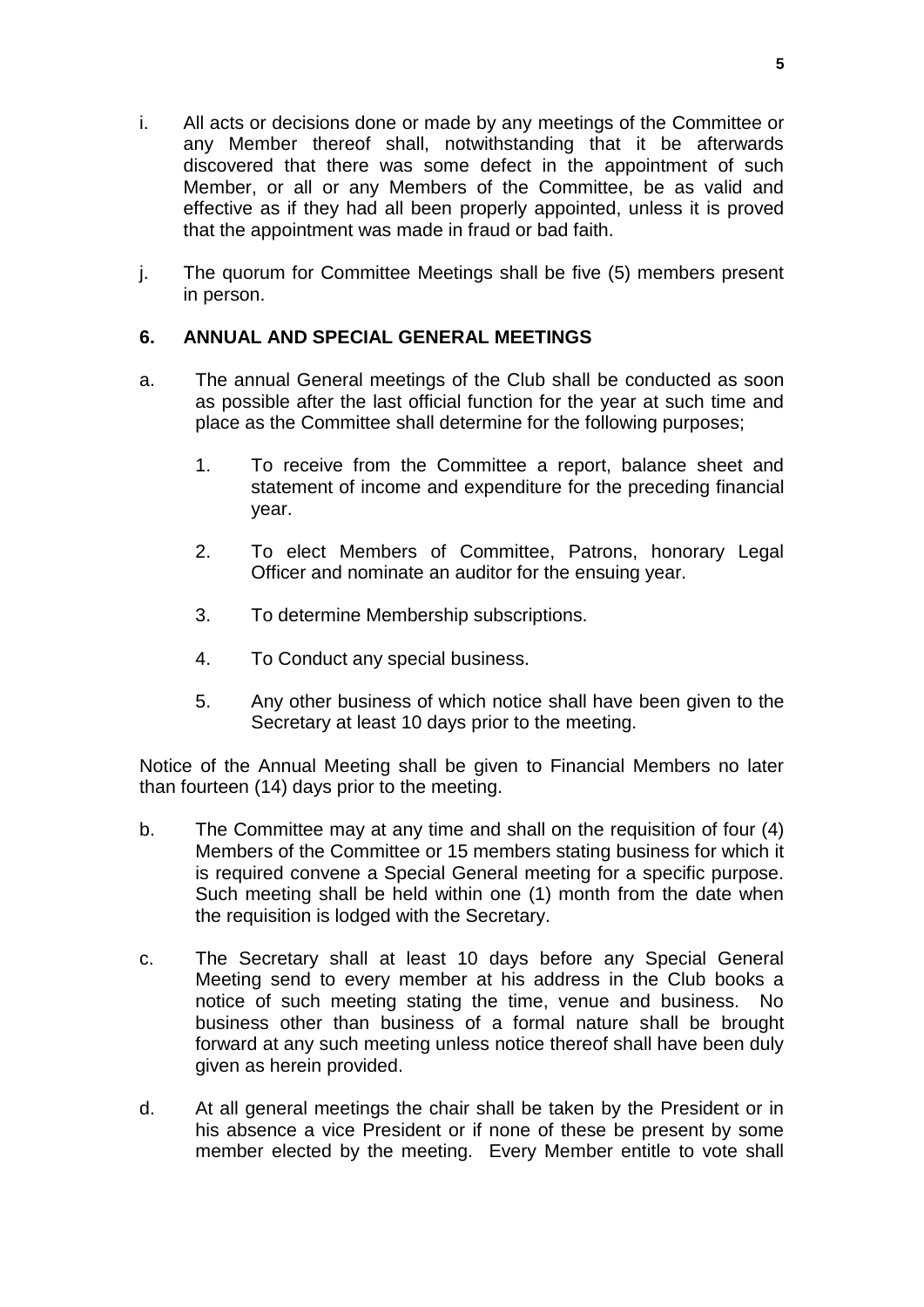i. All acts or decisions done or made by any meetings of the Committee or any Member thereof shall, notwithstanding that it be afterwards discovered that there was some defect in the appointment of such Member, or all or any Members of the Committee, be as valid and effective as if they had all been properly appointed, unless it is proved that the appointment was made in fraud or bad faith.

j. The quorum for Committee Meetings shall be five (5) members present in person.

## 6. ANNUAL AND SPECIAL GENERAL MEETINGS

a. The annual General meetings of the Club shall be conducted as soon as possible after the last official function for the year at such time and place as the Committee shall determine for the following purposes;

   1. To receive from the Committee a report, balance sheet and statement of income and expenditure for the preceding financial year.

   2. To elect Members of Committee, Patrons, honorary Legal Officer and nominate an auditor for the ensuing year.

   3. To determine Membership subscriptions.

   4. To Conduct any special business.

   5. Any other business of which notice shall have been given to the Secretary at least 10 days prior to the meeting.

Notice of the Annual Meeting shall be given to Financial Members no later than fourteen (14) days prior to the meeting.

b. The Committee may at any time and shall on the requisition of four (4) Members of the Committee or 15 members stating business for which it is required convene a Special General meeting for a specific purpose. Such meeting shall be held within one (1) month from the date when the requisition is lodged with the Secretary.

c. The Secretary shall at least 10 days before any Special General Meeting send to every member at his address in the Club books a notice of such meeting stating the time, venue and business. No business other than business of a formal nature shall be brought forward at any such meeting unless notice thereof shall have been duly given as herein provided.

d. At all general meetings the chair shall be taken by the President or in his absence a vice President or if none of these be present by some member elected by the meeting. Every Member entitle to vote shall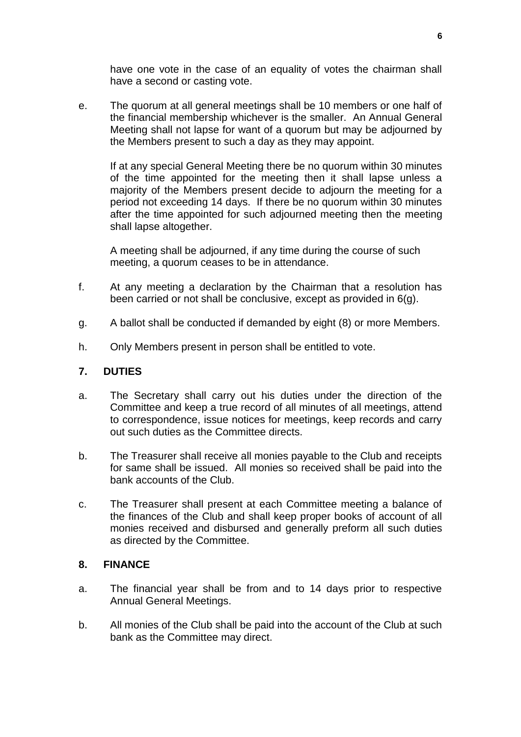have one vote in the case of an equality of votes the chairman shall have a second or casting vote.

e. The quorum at all general meetings shall be 10 members or one half of the financial membership whichever is the smaller. An Annual General Meeting shall not lapse for want of a quorum but may be adjourned by the Members present to such a day as they may appoint.

   If at any special General Meeting there be no quorum within 30 minutes of the time appointed for the meeting then it shall lapse unless a majority of the Members present decide to adjourn the meeting for a period not exceeding 14 days. If there be no quorum within 30 minutes after the time appointed for such adjourned meeting then the meeting shall lapse altogether.

   A meeting shall be adjourned, if any time during the course of such meeting, a quorum ceases to be in attendance.

f. At any meeting a declaration by the Chairman that a resolution has been carried or not shall be conclusive, except as provided in 6(g).

g. A ballot shall be conducted if demanded by eight (8) or more Members.

h. Only Members present in person shall be entitled to vote.

## 7. DUTIES

a. The Secretary shall carry out his duties under the direction of the Committee and keep a true record of all minutes of all meetings, attend to correspondence, issue notices for meetings, keep records and carry out such duties as the Committee directs.

b. The Treasurer shall receive all monies payable to the Club and receipts for same shall be issued. All monies so received shall be paid into the bank accounts of the Club.

c. The Treasurer shall present at each Committee meeting a balance of the finances of the Club and shall keep proper books of account of all monies received and disbursed and generally preform all such duties as directed by the Committee.

## 8. FINANCE

a. The financial year shall be from and to 14 days prior to respective Annual General Meetings.

b. All monies of the Club shall be paid into the account of the Club at such bank as the Committee may direct.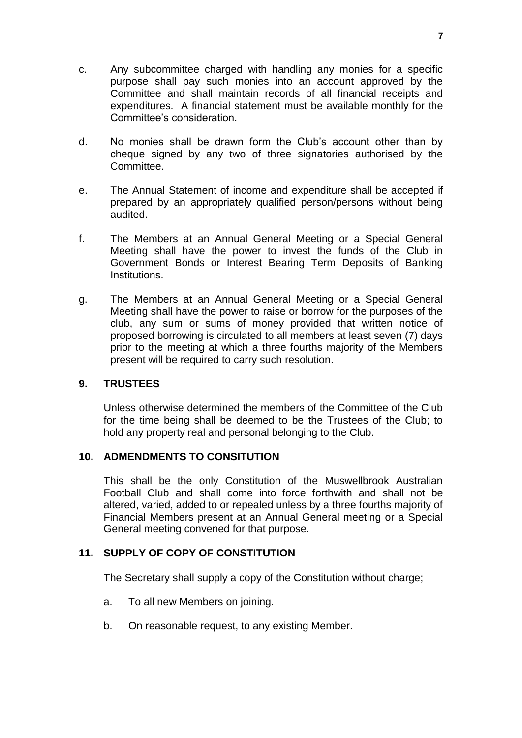c. Any subcommittee charged with handling any monies for a specific purpose shall pay such monies into an account approved by the Committee and shall maintain records of all financial receipts and expenditures. A financial statement must be available monthly for the Committee's consideration.

d. No monies shall be drawn form the Club's account other than by cheque signed by any two of three signatories authorised by the Committee.

e. The Annual Statement of income and expenditure shall be accepted if prepared by an appropriately qualified person/persons without being audited.

f. The Members at an Annual General Meeting or a Special General Meeting shall have the power to invest the funds of the Club in Government Bonds or Interest Bearing Term Deposits of Banking Institutions.

g. The Members at an Annual General Meeting or a Special General Meeting shall have the power to raise or borrow for the purposes of the club, any sum or sums of money provided that written notice of proposed borrowing is circulated to all members at least seven (7) days prior to the meeting at which a three fourths majority of the Members present will be required to carry such resolution.

## 9. TRUSTEES

Unless otherwise determined the members of the Committee of the Club for the time being shall be deemed to be the Trustees of the Club; to hold any property real and personal belonging to the Club.

## 10. ADMENDMENTS TO CONSITUTION

This shall be the only Constitution of the Muswellbrook Australian Football Club and shall come into force forthwith and shall not be altered, varied, added to or repealed unless by a three fourths majority of Financial Members present at an Annual General meeting or a Special General meeting convened for that purpose.

## 11. SUPPLY OF COPY OF CONSTITUTION

The Secretary shall supply a copy of the Constitution without charge;

a. To all new Members on joining.

b. On reasonable request, to any existing Member.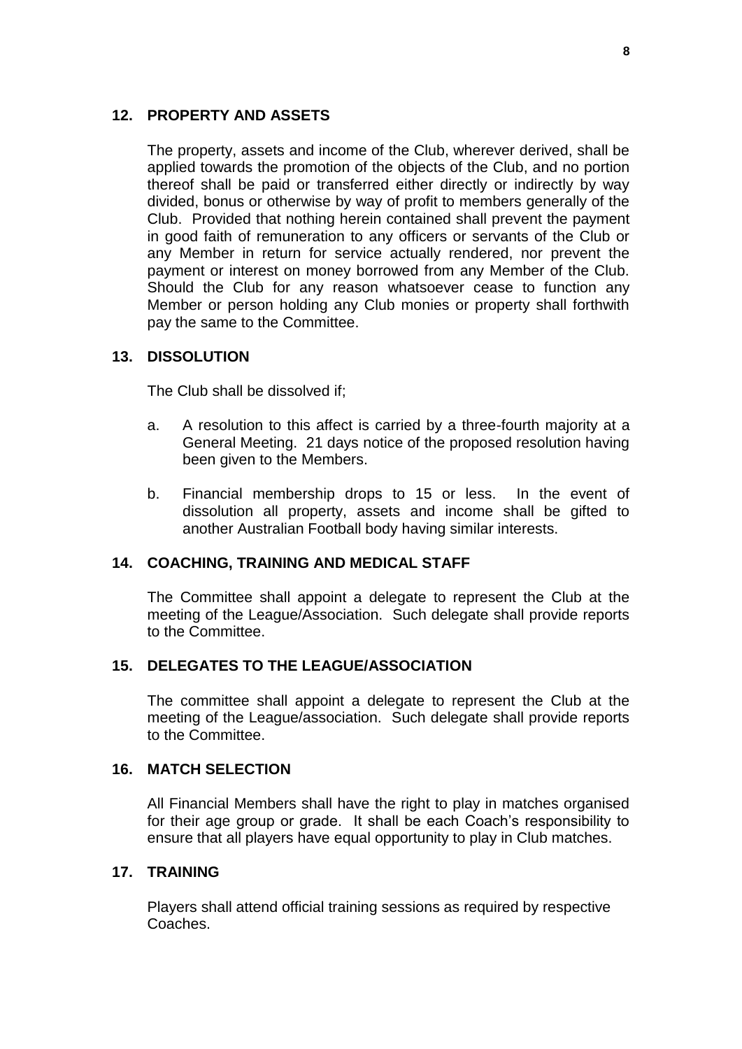## 12. PROPERTY AND ASSETS

The property, assets and income of the Club, wherever derived, shall be applied towards the promotion of the objects of the Club, and no portion thereof shall be paid or transferred either directly or indirectly by way divided, bonus or otherwise by way of profit to members generally of the Club. Provided that nothing herein contained shall prevent the payment in good faith of remuneration to any officers or servants of the Club or any Member in return for service actually rendered, nor prevent the payment or interest on money borrowed from any Member of the Club. Should the Club for any reason whatsoever cease to function any Member or person holding any Club monies or property shall forthwith pay the same to the Committee.

## 13. DISSOLUTION

The Club shall be dissolved if;

a. A resolution to this affect is carried by a three-fourth majority at a General Meeting. 21 days notice of the proposed resolution having been given to the Members.

b. Financial membership drops to 15 or less. In the event of dissolution all property, assets and income shall be gifted to another Australian Football body having similar interests.

## 14. COACHING, TRAINING AND MEDICAL STAFF

The Committee shall appoint a delegate to represent the Club at the meeting of the League/Association. Such delegate shall provide reports to the Committee.

## 15. DELEGATES TO THE LEAGUE/ASSOCIATION

The committee shall appoint a delegate to represent the Club at the meeting of the League/association. Such delegate shall provide reports to the Committee.

## 16. MATCH SELECTION

All Financial Members shall have the right to play in matches organised for their age group or grade. It shall be each Coach's responsibility to ensure that all players have equal opportunity to play in Club matches.

## 17. TRAINING

Players shall attend official training sessions as required by respective Coaches.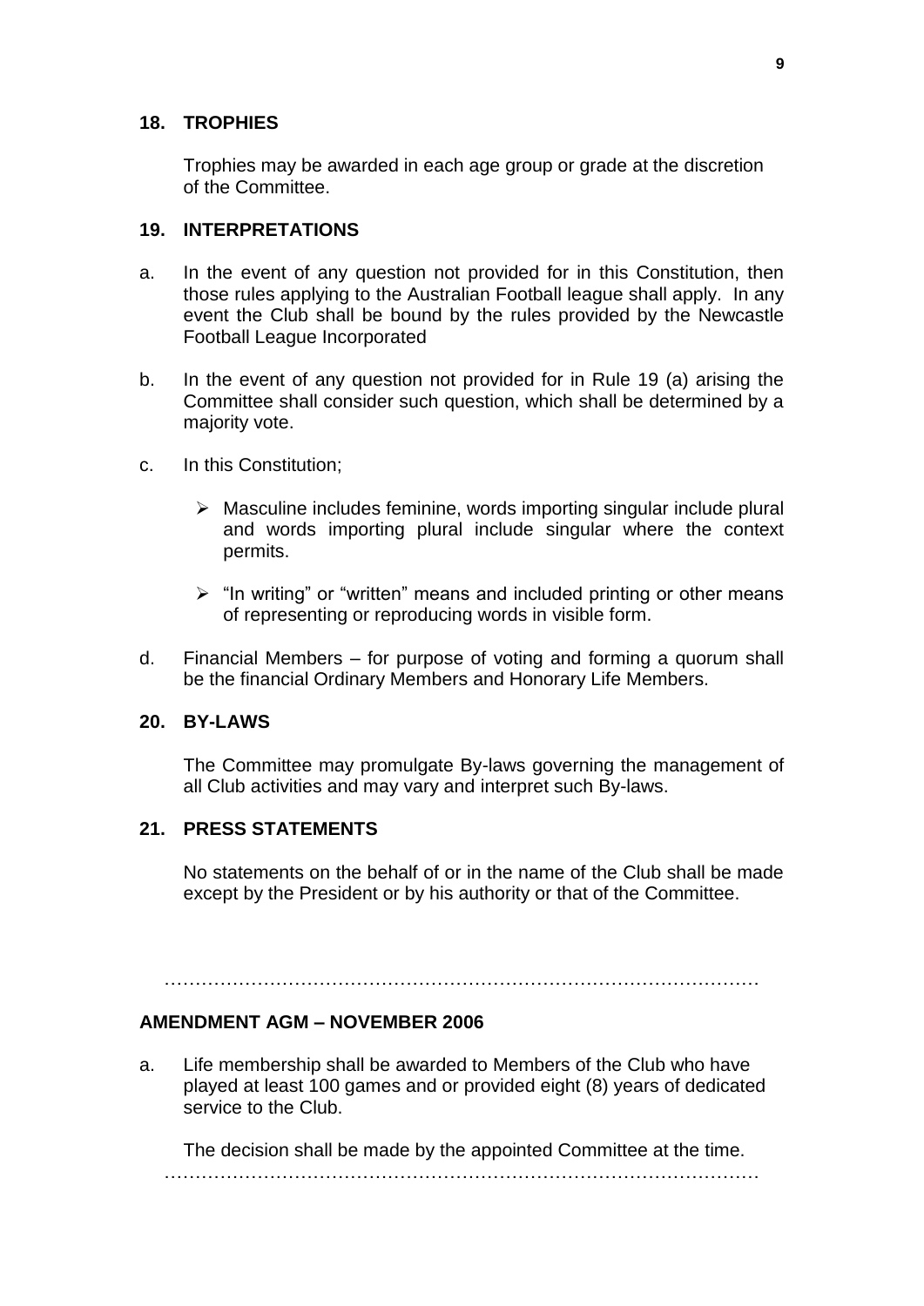## 18. TROPHIES

Trophies may be awarded in each age group or grade at the discretion of the Committee.

## 19. INTERPRETATIONS

a. In the event of any question not provided for in this Constitution, then those rules applying to the Australian Football league shall apply. In any event the Club shall be bound by the rules provided by the Newcastle Football League Incorporated

b. In the event of any question not provided for in Rule 19 (a) arising the Committee shall consider such question, which shall be determined by a majority vote.

c. In this Constitution;

   - Masculine includes feminine, words importing singular include plural and words importing plural include singular where the context permits.

   - "In writing" or "written" means and included printing or other means of representing or reproducing words in visible form.

d. Financial Members – for purpose of voting and forming a quorum shall be the financial Ordinary Members and Honorary Life Members.

## 20. BY-LAWS

The Committee may promulgate By-laws governing the management of all Club activities and may vary and interpret such By-laws.

## 21. PRESS STATEMENTS

No statements on the behalf of or in the name of the Club shall be made except by the President or by his authority or that of the Committee.

…………………………………………………………………………………

## AMENDMENT AGM – NOVEMBER 2006

a. Life membership shall be awarded to Members of the Club who have played at least 100 games and or provided eight (8) years of dedicated service to the Club.

   The decision shall be made by the appointed Committee at the time.

…………………………………………………………………………………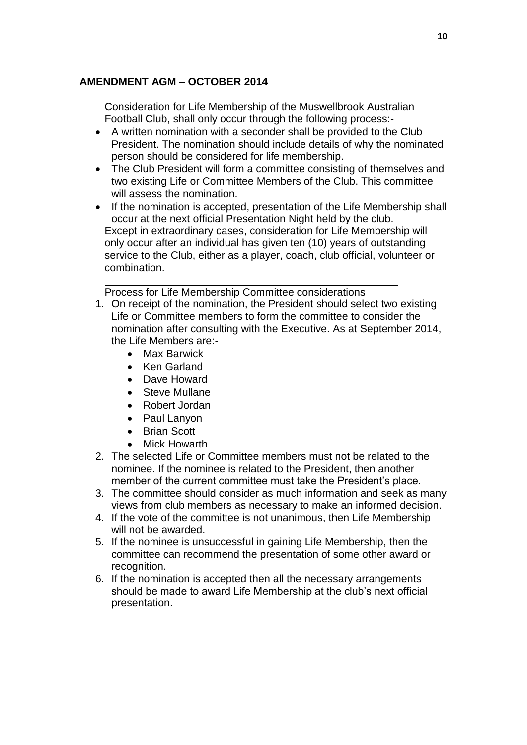**AMENDMENT AGM – OCTOBER 2014**

Consideration for Life Membership of the Muswellbrook Australian Football Club, shall only occur through the following process:-

- A written nomination with a seconder shall be provided to the Club President. The nomination should include details of why the nominated person should be considered for life membership.
- The Club President will form a committee consisting of themselves and two existing Life or Committee Members of the Club. This committee will assess the nomination.
- If the nomination is accepted, presentation of the Life Membership shall occur at the next official Presentation Night held by the club.

Except in extraordinary cases, consideration for Life Membership will only occur after an individual has given ten (10) years of outstanding service to the Club, either as a player, coach, club official, volunteer or combination.

---

Process for Life Membership Committee considerations

1. On receipt of the nomination, the President should select two existing Life or Committee members to form the committee to consider the nomination after consulting with the Executive. As at September 2014, the Life Members are:-
   - Max Barwick
   - Ken Garland
   - Dave Howard
   - Steve Mullane
   - Robert Jordan
   - Paul Lanyon
   - Brian Scott
   - Mick Howarth
2. The selected Life or Committee members must not be related to the nominee. If the nominee is related to the President, then another member of the current committee must take the President's place.
3. The committee should consider as much information and seek as many views from club members as necessary to make an informed decision.
4. If the vote of the committee is not unanimous, then Life Membership will not be awarded.
5. If the nominee is unsuccessful in gaining Life Membership, then the committee can recommend the presentation of some other award or recognition.
6. If the nomination is accepted then all the necessary arrangements should be made to award Life Membership at the club's next official presentation.